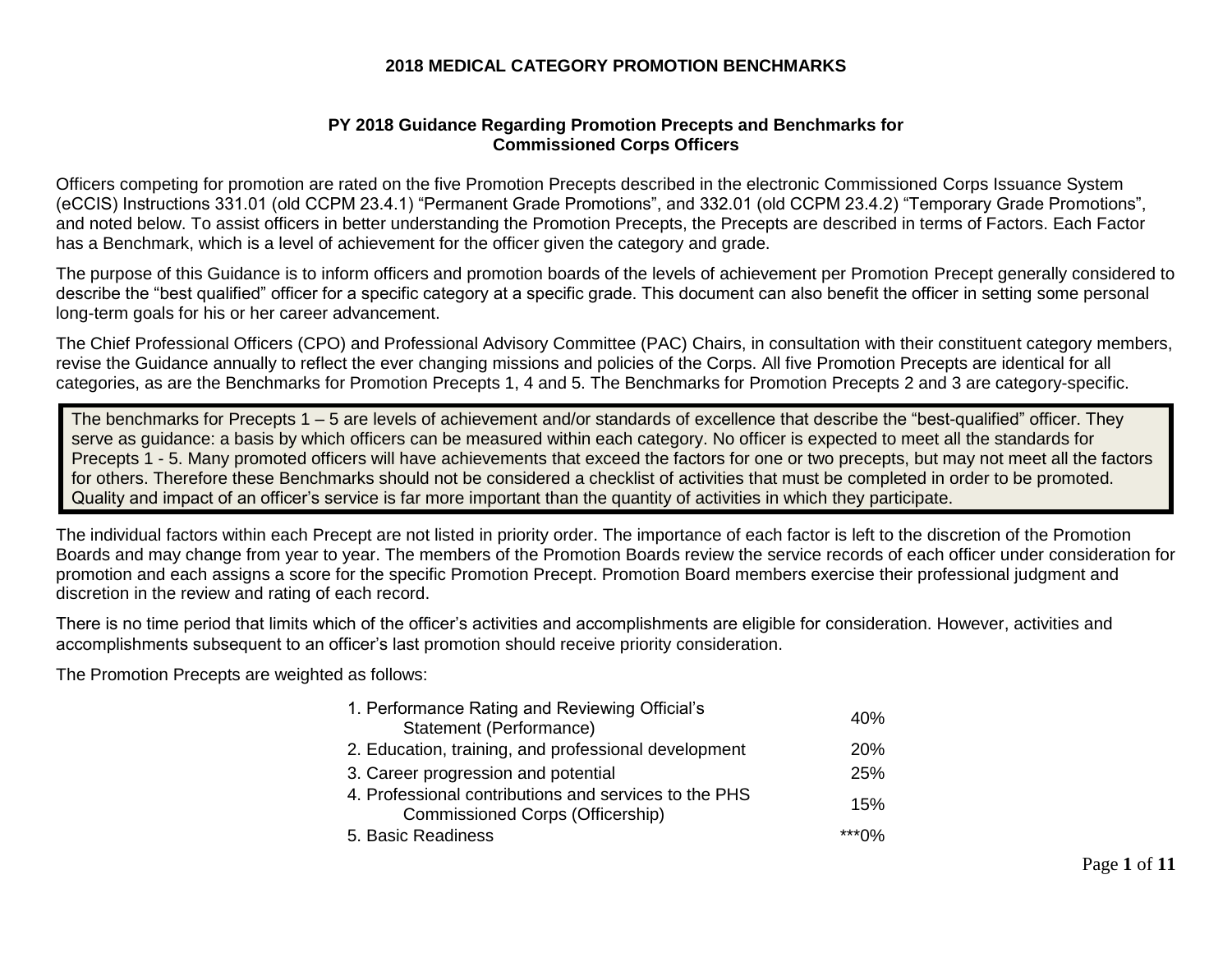# 2018 MEDICAL CATEGORY PROMOTION BENCHMARKS

## PY 2018 Guidance Regarding Promotion Precepts and Benchmarks for Commissioned Corps Officers

Officers competing for promotion are rated on the five Promotion Precepts described in the electronic Commissioned Corps Issuance System (eCCIS) Instructions 331.01 (old CCPM 23.4.1) "Permanent Grade Promotions", and 332.01 (old CCPM 23.4.2) "Temporary Grade Promotions", and noted below. To assist officers in better understanding the Promotion Precepts, the Precepts are described in terms of Factors. Each Factor has a Benchmark, which is a level of achievement for the officer given the category and grade.

The purpose of this Guidance is to inform officers and promotion boards of the levels of achievement per Promotion Precept generally considered to describe the "best qualified" officer for a specific category at a specific grade. This document can also benefit the officer in setting some personal long-term goals for his or her career advancement.

The Chief Professional Officers (CPO) and Professional Advisory Committee (PAC) Chairs, in consultation with their constituent category members, revise the Guidance annually to reflect the ever changing missions and policies of the Corps. All five Promotion Precepts are identical for all categories, as are the Benchmarks for Promotion Precepts 1, 4 and 5. The Benchmarks for Promotion Precepts 2 and 3 are category-specific.

> The benchmarks for Precepts 1 – 5 are levels of achievement and/or standards of excellence that describe the "best-qualified" officer. They serve as guidance: a basis by which officers can be measured within each category. No officer is expected to meet all the standards for Precepts 1 - 5. Many promoted officers will have achievements that exceed the factors for one or two precepts, but may not meet all the factors for others. Therefore these Benchmarks should not be considered a checklist of activities that must be completed in order to be promoted. Quality and impact of an officer's service is far more important than the quantity of activities in which they participate.

The individual factors within each Precept are not listed in priority order. The importance of each factor is left to the discretion of the Promotion Boards and may change from year to year. The members of the Promotion Boards review the service records of each officer under consideration for promotion and each assigns a score for the specific Promotion Precept. Promotion Board members exercise their professional judgment and discretion in the review and rating of each record.

There is no time period that limits which of the officer's activities and accomplishments are eligible for consideration. However, activities and accomplishments subsequent to an officer's last promotion should receive priority consideration.

The Promotion Precepts are weighted as follows:

| Promotion Precept | Weight |
|---|---|
| 1. Performance Rating and Reviewing Official's Statement (Performance) | 40% |
| 2. Education, training, and professional development | 20% |
| 3. Career progression and potential | 25% |
| 4. Professional contributions and services to the PHS Commissioned Corps (Officership) | 15% |
| 5. Basic Readiness | ***0% |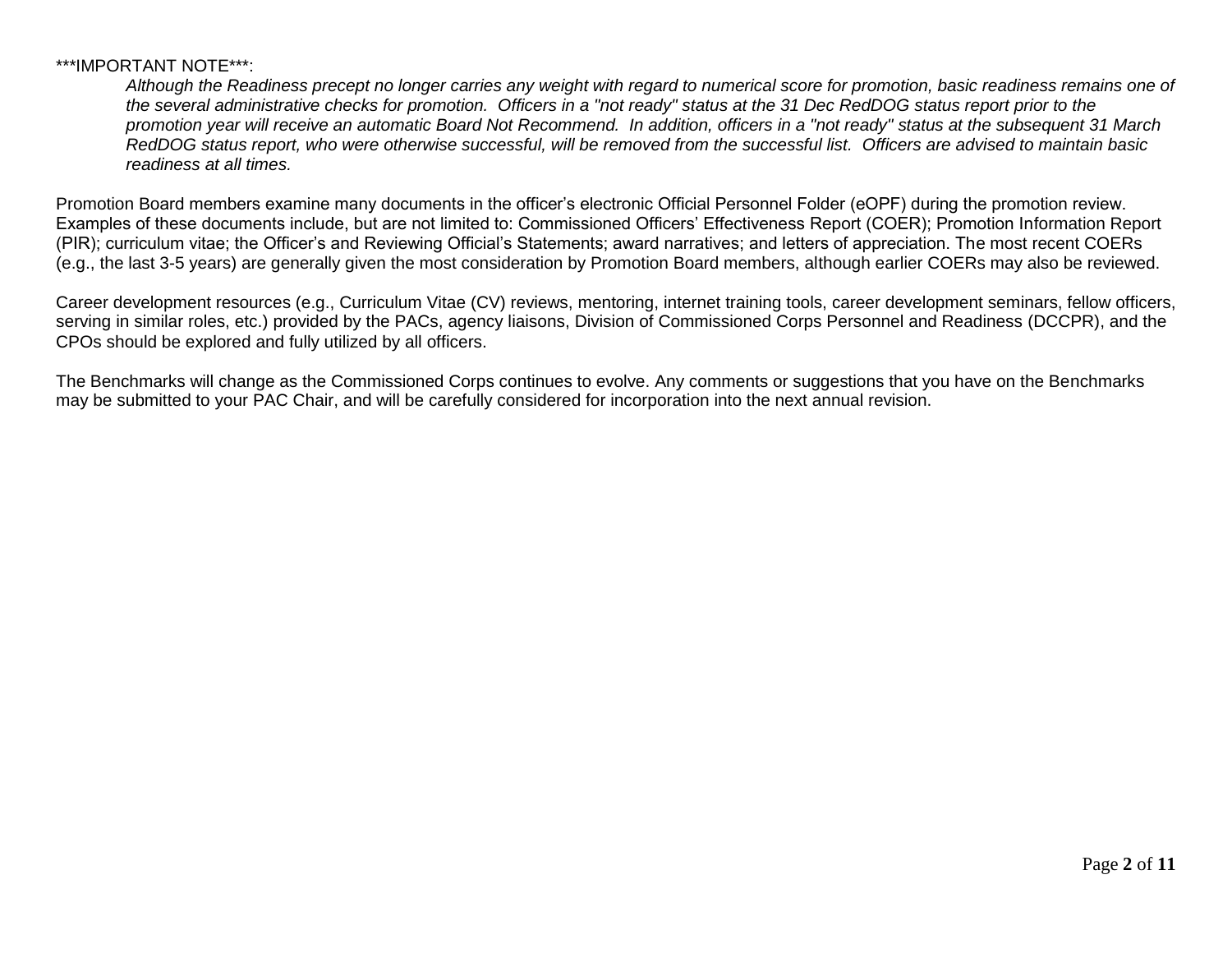***IMPORTANT NOTE***:

> *Although the Readiness precept no longer carries any weight with regard to numerical score for promotion, basic readiness remains one of the several administrative checks for promotion. Officers in a "not ready" status at the 31 Dec RedDOG status report prior to the promotion year will receive an automatic Board Not Recommend. In addition, officers in a "not ready" status at the subsequent 31 March RedDOG status report, who were otherwise successful, will be removed from the successful list. Officers are advised to maintain basic readiness at all times.*

Promotion Board members examine many documents in the officer's electronic Official Personnel Folder (eOPF) during the promotion review. Examples of these documents include, but are not limited to: Commissioned Officers' Effectiveness Report (COER); Promotion Information Report (PIR); curriculum vitae; the Officer's and Reviewing Official's Statements; award narratives; and letters of appreciation. The most recent COERs (e.g., the last 3-5 years) are generally given the most consideration by Promotion Board members, although earlier COERs may also be reviewed.

Career development resources (e.g., Curriculum Vitae (CV) reviews, mentoring, internet training tools, career development seminars, fellow officers, serving in similar roles, etc.) provided by the PACs, agency liaisons, Division of Commissioned Corps Personnel and Readiness (DCCPR), and the CPOs should be explored and fully utilized by all officers.

The Benchmarks will change as the Commissioned Corps continues to evolve. Any comments or suggestions that you have on the Benchmarks may be submitted to your PAC Chair, and will be carefully considered for incorporation into the next annual revision.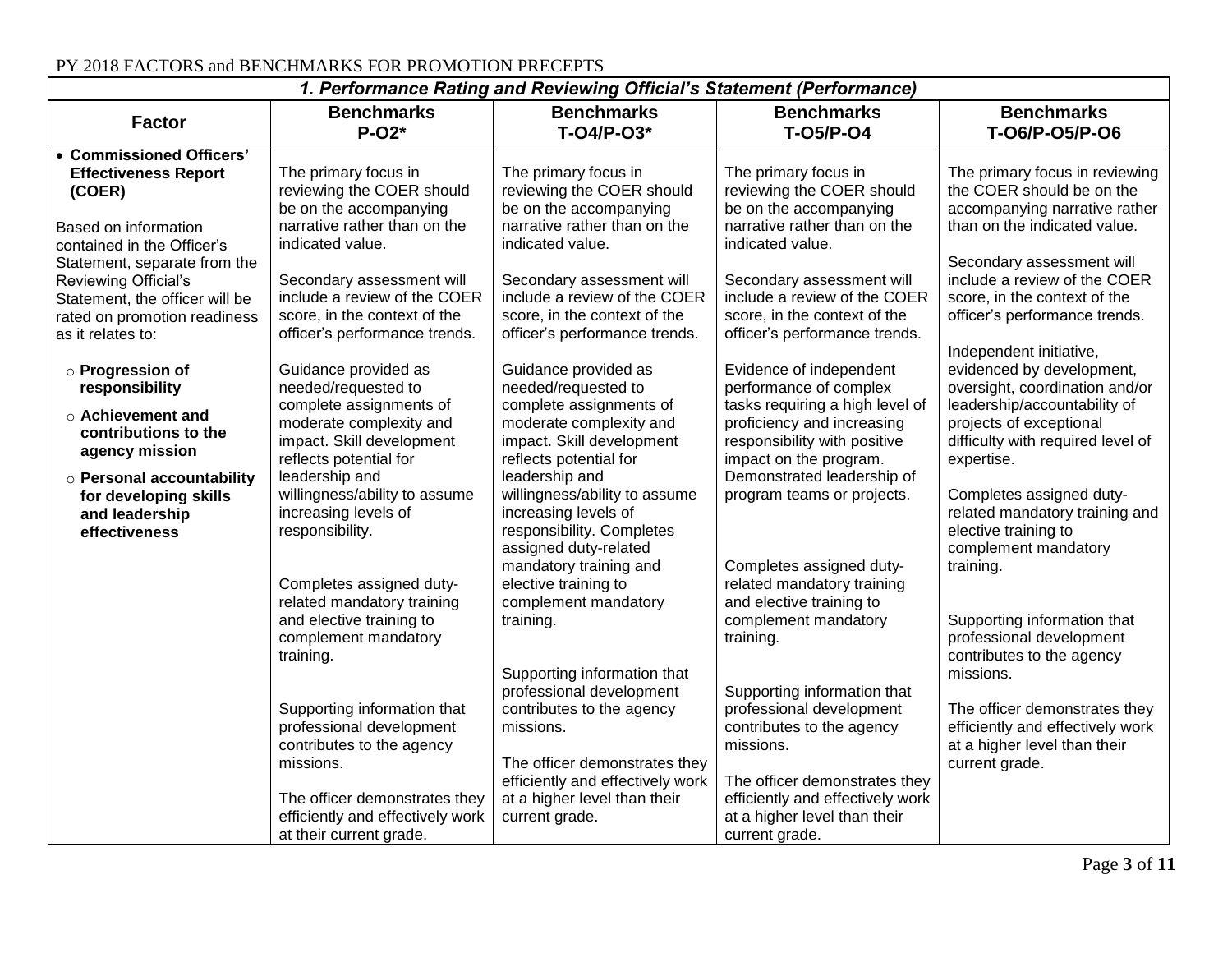PY 2018 FACTORS and BENCHMARKS FOR PROMOTION PRECEPTS

| *1. Performance Rating and Reviewing Official's Statement (Performance)* | | | | |
|---|---|---|---|---|
| **Factor** | **Benchmarks P-O2*** | **Benchmarks T-O4/P-O3*** | **Benchmarks T-O5/P-O4** | **Benchmarks T-O6/P-O5/P-O6** |
| • **Commissioned Officers' Effectiveness Report (COER)**<br><br>Based on information contained in the Officer's Statement, separate from the Reviewing Official's Statement, the officer will be rated on promotion readiness as it relates to:<br><br>○ **Progression of responsibility**<br>○ **Achievement and contributions to the agency mission**<br>○ **Personal accountability for developing skills and leadership effectiveness** | The primary focus in reviewing the COER should be on the accompanying narrative rather than on the indicated value.<br><br>Secondary assessment will include a review of the COER score, in the context of the officer's performance trends.<br><br>Guidance provided as needed/requested to complete assignments of moderate complexity and impact. Skill development reflects potential for leadership and willingness/ability to assume increasing levels of responsibility.<br><br>Completes assigned duty-related mandatory training and elective training to complement mandatory training.<br><br>Supporting information that professional development contributes to the agency missions.<br><br>The officer demonstrates they efficiently and effectively work at their current grade. | The primary focus in reviewing the COER should be on the accompanying narrative rather than on the indicated value.<br><br>Secondary assessment will include a review of the COER score, in the context of the officer's performance trends.<br><br>Guidance provided as needed/requested to complete assignments of moderate complexity and impact. Skill development reflects potential for leadership and willingness/ability to assume increasing levels of responsibility. Completes assigned duty-related mandatory training and elective training to complement mandatory training.<br><br>Supporting information that professional development contributes to the agency missions.<br><br>The officer demonstrates they efficiently and effectively work at a higher level than their current grade. | The primary focus in reviewing the COER should be on the accompanying narrative rather than on the indicated value.<br><br>Secondary assessment will include a review of the COER score, in the context of the officer's performance trends.<br><br>Evidence of independent performance of complex tasks requiring a high level of proficiency and increasing responsibility with positive impact on the program. Demonstrated leadership of program teams or projects.<br><br>Completes assigned duty-related mandatory training and elective training to complement mandatory training.<br><br>Supporting information that professional development contributes to the agency missions.<br><br>The officer demonstrates they efficiently and effectively work at a higher level than their current grade. | The primary focus in reviewing the COER should be on the accompanying narrative rather than on the indicated value.<br><br>Secondary assessment will include a review of the COER score, in the context of the officer's performance trends.<br><br>Independent initiative, evidenced by development, oversight, coordination and/or leadership/accountability of projects of exceptional difficulty with required level of expertise.<br><br>Completes assigned duty-related mandatory training and elective training to complement mandatory training.<br><br>Supporting information that professional development contributes to the agency missions.<br><br>The officer demonstrates they efficiently and effectively work at a higher level than their current grade. |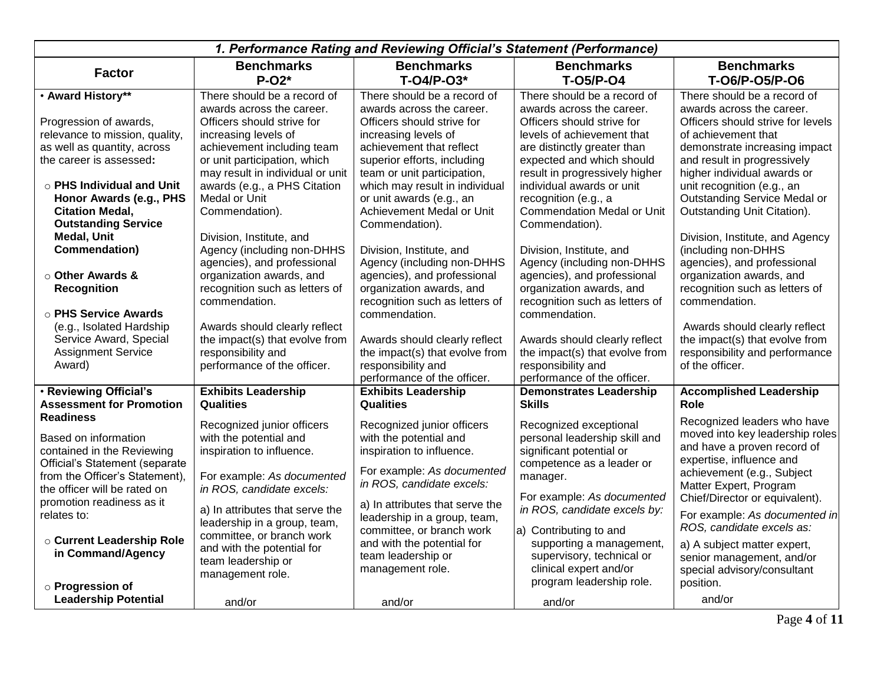| 1. Performance Rating and Reviewing Official's Statement (Performance) | | | | |
|---|---|---|---|---|
| **Factor** | **Benchmarks P-O2*** | **Benchmarks T-O4/P-O3*** | **Benchmarks T-O5/P-O4** | **Benchmarks T-O6/P-O5/P-O6** |
| • **Award History****<br><br>Progression of awards, relevance to mission, quality, as well as quantity, across the career is assessed**:**<br><br>○ **PHS Individual and Unit Honor Awards (e.g., PHS Citation Medal, Outstanding Service Medal, Unit Commendation)**<br><br>○ **Other Awards & Recognition**<br><br>○ **PHS Service Awards** (e.g., Isolated Hardship Service Award, Special Assignment Service Award) | There should be a record of awards across the career. Officers should strive for increasing levels of achievement including team or unit participation, which may result in individual or unit awards (e.g., a PHS Citation Medal or Unit Commendation).<br><br>Division, Institute, and Agency (including non-DHHS agencies), and professional organization awards, and recognition such as letters of commendation.<br><br>Awards should clearly reflect the impact(s) that evolve from responsibility and performance of the officer. | There should be a record of awards across the career. Officers should strive for increasing levels of achievement that reflect superior efforts, including team or unit participation, which may result in individual or unit awards (e.g., an Achievement Medal or Unit Commendation).<br><br>Division, Institute, and Agency (including non-DHHS agencies), and professional organization awards, and recognition such as letters of commendation.<br><br>Awards should clearly reflect the impact(s) that evolve from responsibility and performance of the officer. | There should be a record of awards across the career. Officers should strive for levels of achievement that are distinctly greater than expected and which should result in progressively higher individual awards or unit recognition (e.g., a Commendation Medal or Unit Commendation).<br><br>Division, Institute, and Agency (including non-DHHS agencies), and professional organization awards, and recognition such as letters of commendation.<br><br>Awards should clearly reflect the impact(s) that evolve from responsibility and performance of the officer. | There should be a record of awards across the career. Officers should strive for levels of achievement that demonstrate increasing impact and result in progressively higher individual awards or unit recognition (e.g., an Outstanding Service Medal or Outstanding Unit Citation).<br><br>Division, Institute, and Agency (including non-DHHS agencies), and professional organization awards, and recognition such as letters of commendation.<br><br>Awards should clearly reflect the impact(s) that evolve from responsibility and performance of the officer. |
| • **Reviewing Official's Assessment for Promotion Readiness**<br><br>Based on information contained in the Reviewing Official's Statement (separate from the Officer's Statement), the officer will be rated on promotion readiness as it relates to:<br><br>○ **Current Leadership Role in Command/Agency**<br><br>○ **Progression of Leadership Potential** | **Exhibits Leadership Qualities**<br><br>Recognized junior officers with the potential and inspiration to influence.<br><br>For example: *As documented in ROS, candidate excels:*<br><br>a) In attributes that serve the leadership in a group, team, committee, or branch work and with the potential for team leadership or management role.<br><br>and/or | **Exhibits Leadership Qualities**<br><br>Recognized junior officers with the potential and inspiration to influence.<br><br>For example: *As documented in ROS, candidate excels:*<br><br>a) In attributes that serve the leadership in a group, team, committee, or branch work and with the potential for team leadership or management role.<br><br>and/or | **Demonstrates Leadership Skills**<br><br>Recognized exceptional personal leadership skill and significant potential or competence as a leader or manager.<br><br>For example: *As documented in ROS, candidate excels by:*<br><br>a) Contributing to and supporting a management, supervisory, technical or clinical expert and/or program leadership role.<br><br>and/or | **Accomplished Leadership Role**<br><br>Recognized leaders who have moved into key leadership roles and have a proven record of expertise, influence and achievement (e.g., Subject Matter Expert, Program Chief/Director or equivalent).<br><br>For example: *As documented in ROS, candidate excels as:*<br><br>a) A subject matter expert, senior management, and/or special advisory/consultant position.<br><br>and/or |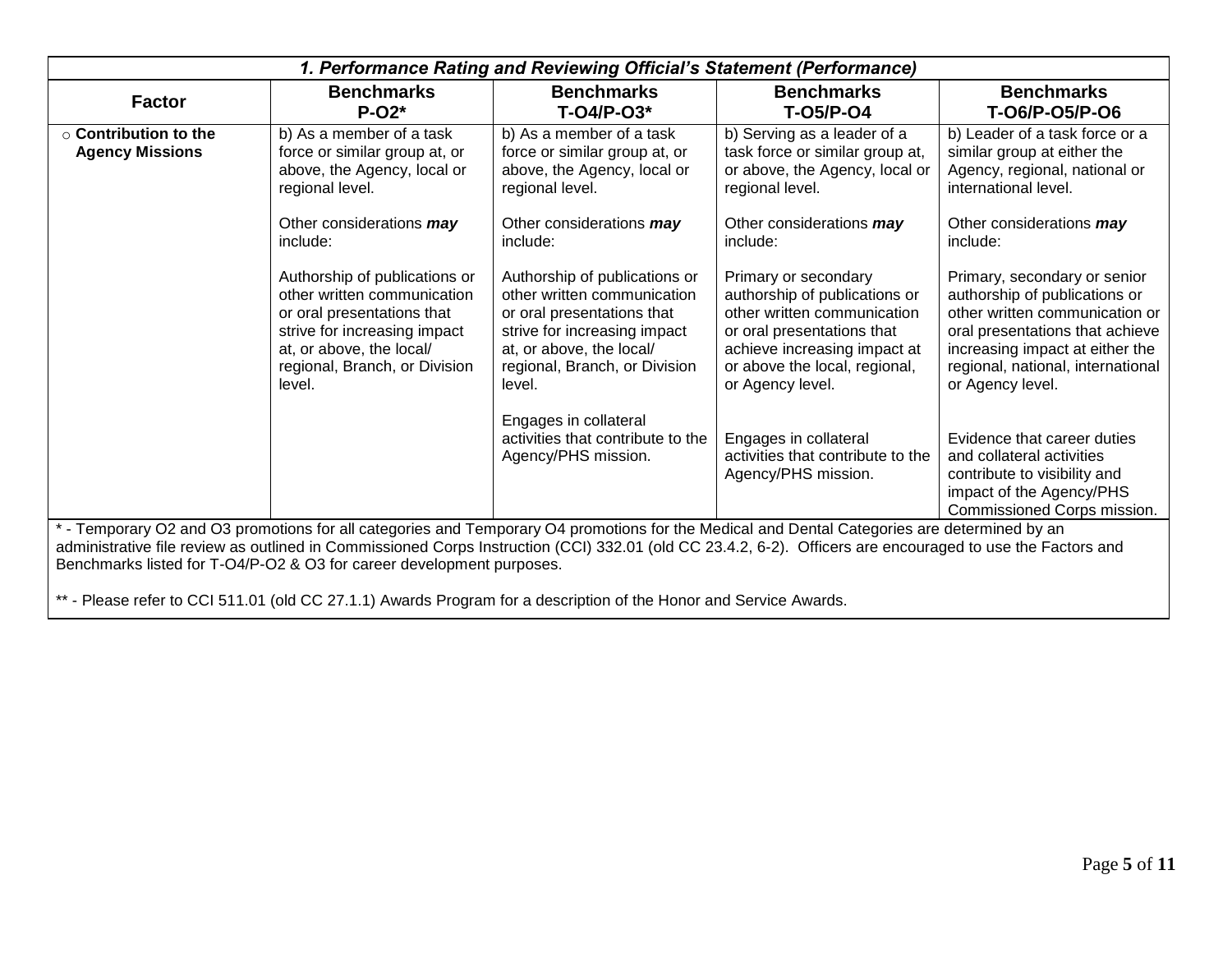| *1. Performance Rating and Reviewing Official's Statement (Performance)* | | | | |
|---|---|---|---|---|
| **Factor** | **Benchmarks P-O2*** | **Benchmarks T-O4/P-O3*** | **Benchmarks T-O5/P-O4** | **Benchmarks T-O6/P-O5/P-O6** |
| ○ **Contribution to the Agency Missions** | b) As a member of a task force or similar group at, or above, the Agency, local or regional level.<br><br>Other considerations ***may*** include:<br><br>Authorship of publications or other written communication or oral presentations that strive for increasing impact at, or above, the local/ regional, Branch, or Division level. | b) As a member of a task force or similar group at, or above, the Agency, local or regional level.<br><br>Other considerations ***may*** include:<br><br>Authorship of publications or other written communication or oral presentations that strive for increasing impact at, or above, the local/ regional, Branch, or Division level.<br><br>Engages in collateral activities that contribute to the Agency/PHS mission. | b) Serving as a leader of a task force or similar group at, or above, the Agency, local or regional level.<br><br>Other considerations ***may*** include:<br><br>Primary or secondary authorship of publications or other written communication or oral presentations that achieve increasing impact at or above the local, regional, or Agency level.<br><br>Engages in collateral activities that contribute to the Agency/PHS mission. | b) Leader of a task force or a similar group at either the Agency, regional, national or international level.<br><br>Other considerations ***may*** include:<br><br>Primary, secondary or senior authorship of publications or other written communication or oral presentations that achieve increasing impact at either the regional, national, international or Agency level.<br><br>Evidence that career duties and collateral activities contribute to visibility and impact of the Agency/PHS Commissioned Corps mission. |

* - Temporary O2 and O3 promotions for all categories and Temporary O4 promotions for the Medical and Dental Categories are determined by an administrative file review as outlined in Commissioned Corps Instruction (CCI) 332.01 (old CC 23.4.2, 6-2). Officers are encouraged to use the Factors and Benchmarks listed for T-O4/P-O2 & O3 for career development purposes.

** - Please refer to CCI 511.01 (old CC 27.1.1) Awards Program for a description of the Honor and Service Awards.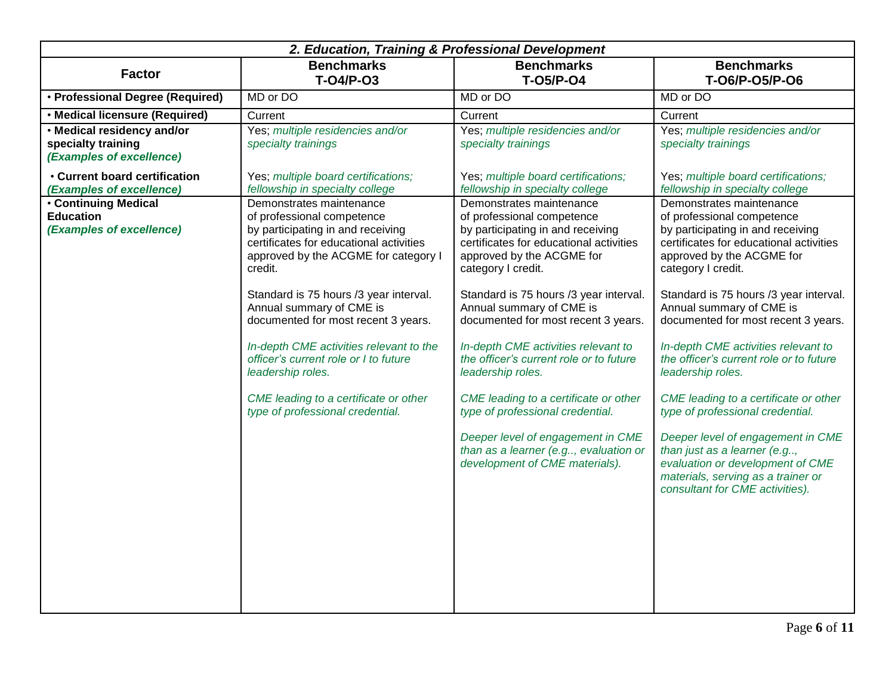| 2. Education, Training & Professional Development | | | |
|---|---|---|---|
| **Factor** | **Benchmarks T-O4/P-O3** | **Benchmarks T-O5/P-O4** | **Benchmarks T-O6/P-O5/P-O6** |
| • **Professional Degree (Required)** | MD or DO | MD or DO | MD or DO |
| • **Medical licensure (Required)** | Current | Current | Current |
| • **Medical residency and/or specialty training** ***(Examples of excellence)*** | Yes; *multiple residencies and/or specialty trainings* | Yes; *multiple residencies and/or specialty trainings* | Yes; *multiple residencies and/or specialty trainings* |
| • **Current board certification** ***(Examples of excellence)*** | Yes; *multiple board certifications; fellowship in specialty college* | Yes; *multiple board certifications; fellowship in specialty college* | Yes; *multiple board certifications; fellowship in specialty college* |
| • **Continuing Medical Education** ***(Examples of excellence)*** | Demonstrates maintenance of professional competence by participating in and receiving certificates for educational activities approved by the ACGME for category I credit.<br><br>Standard is 75 hours /3 year interval. Annual summary of CME is documented for most recent 3 years.<br><br>*In-depth CME activities relevant to the officer's current role or I to future leadership roles.*<br><br>*CME leading to a certificate or other type of professional credential.* | Demonstrates maintenance of professional competence by participating in and receiving certificates for educational activities approved by the ACGME for category I credit.<br><br>Standard is 75 hours /3 year interval. Annual summary of CME is documented for most recent 3 years.<br><br>*In-depth CME activities relevant to the officer's current role or to future leadership roles.*<br><br>*CME leading to a certificate or other type of professional credential.*<br><br>*Deeper level of engagement in CME than as a learner (e.g.., evaluation or development of CME materials).* | Demonstrates maintenance of professional competence by participating in and receiving certificates for educational activities approved by the ACGME for category I credit.<br><br>Standard is 75 hours /3 year interval. Annual summary of CME is documented for most recent 3 years.<br><br>*In-depth CME activities relevant to the officer's current role or to future leadership roles.*<br><br>*CME leading to a certificate or other type of professional credential.*<br><br>*Deeper level of engagement in CME than just as a learner (e.g.., evaluation or development of CME materials, serving as a trainer or consultant for CME activities).* |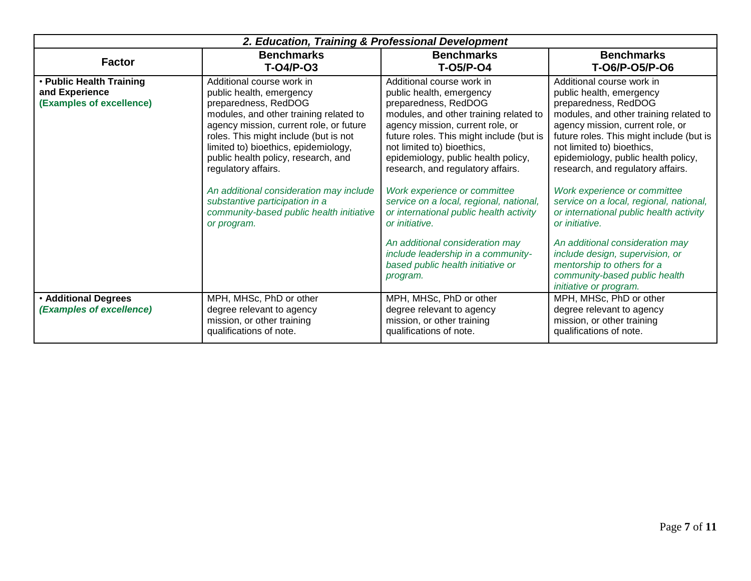| *2. Education, Training & Professional Development* | | | |
|---|---|---|---|
| **Factor** | **Benchmarks T-O4/P-O3** | **Benchmarks T-O5/P-O4** | **Benchmarks T-O6/P-O5/P-O6** |
| • **Public Health Training and Experience** **(Examples of excellence)** | Additional course work in public health, emergency preparedness, RedDOG modules, and other training related to agency mission, current role, or future roles. This might include (but is not limited to) bioethics, epidemiology, public health policy, research, and regulatory affairs.<br><br>*An additional consideration may include substantive participation in a community-based public health initiative or program.* | Additional course work in public health, emergency preparedness, RedDOG modules, and other training related to agency mission, current role, or future roles. This might include (but is not limited to) bioethics, epidemiology, public health policy, research, and regulatory affairs.<br><br>*Work experience or committee service on a local, regional, national, or international public health activity or initiative.*<br><br>*An additional consideration may include leadership in a community-based public health initiative or program.* | Additional course work in public health, emergency preparedness, RedDOG modules, and other training related to agency mission, current role, or future roles. This might include (but is not limited to) bioethics, epidemiology, public health policy, research, and regulatory affairs.<br><br>*Work experience or committee service on a local, regional, national, or international public health activity or initiative.*<br><br>*An additional consideration may include design, supervision, or mentorship to others for a community-based public health initiative or program.* |
| • **Additional Degrees** ***(Examples of excellence)*** | MPH, MHSc, PhD or other degree relevant to agency mission, or other training qualifications of note. | MPH, MHSc, PhD or other degree relevant to agency mission, or other training qualifications of note. | MPH, MHSc, PhD or other degree relevant to agency mission, or other training qualifications of note. |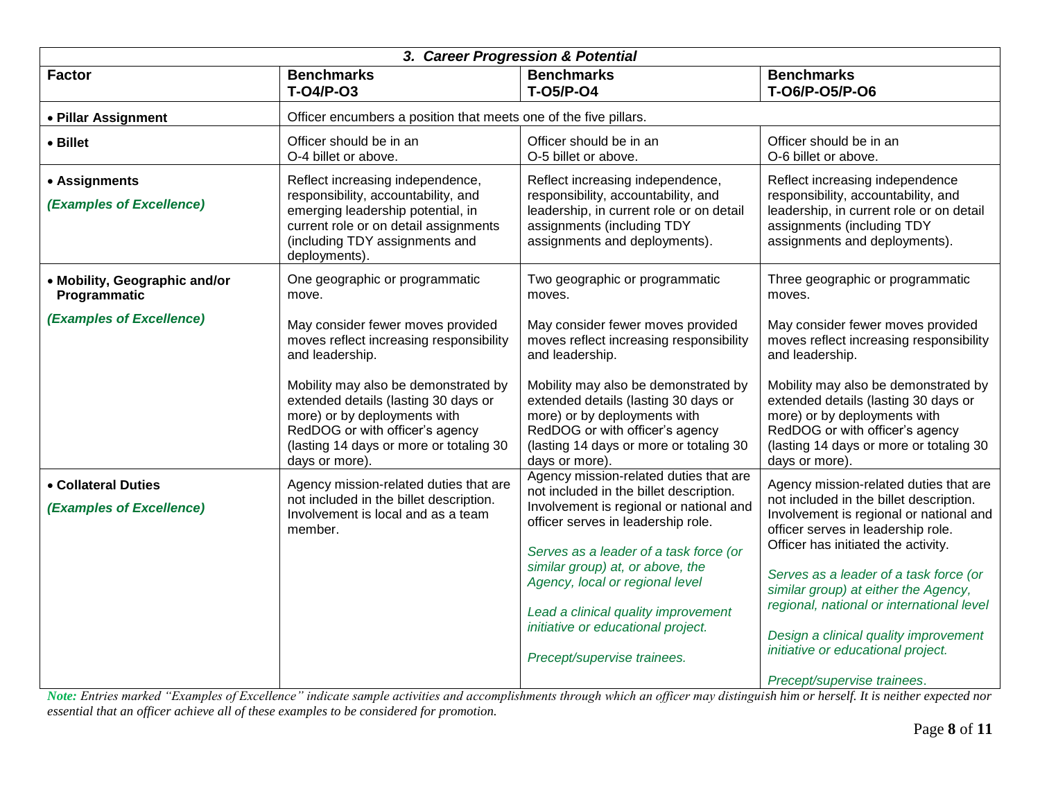| *3. Career Progression & Potential* | | | |
|---|---|---|---|
| **Factor** | **Benchmarks T-O4/P-O3** | **Benchmarks T-O5/P-O4** | **Benchmarks T-O6/P-O5/P-O6** |
| • **Pillar Assignment** | Officer encumbers a position that meets one of the five pillars. | | |
| • **Billet** | Officer should be in an O-4 billet or above. | Officer should be in an O-5 billet or above. | Officer should be in an O-6 billet or above. |
| • **Assignments** <br><br> ***(Examples of Excellence)*** | Reflect increasing independence, responsibility, accountability, and emerging leadership potential, in current role or on detail assignments (including TDY assignments and deployments). | Reflect increasing independence, responsibility, accountability, and leadership, in current role or on detail assignments (including TDY assignments and deployments). | Reflect increasing independence responsibility, accountability, and leadership, in current role or on detail assignments (including TDY assignments and deployments). |
| • **Mobility, Geographic and/or Programmatic** <br><br> ***(Examples of Excellence)*** | One geographic or programmatic move. <br><br> May consider fewer moves provided moves reflect increasing responsibility and leadership. <br><br> Mobility may also be demonstrated by extended details (lasting 30 days or more) or by deployments with RedDOG or with officer's agency (lasting 14 days or more or totaling 30 days or more). | Two geographic or programmatic moves. <br><br> May consider fewer moves provided moves reflect increasing responsibility and leadership. <br><br> Mobility may also be demonstrated by extended details (lasting 30 days or more) or by deployments with RedDOG or with officer's agency (lasting 14 days or more or totaling 30 days or more). | Three geographic or programmatic moves. <br><br> May consider fewer moves provided moves reflect increasing responsibility and leadership. <br><br> Mobility may also be demonstrated by extended details (lasting 30 days or more) or by deployments with RedDOG or with officer's agency (lasting 14 days or more or totaling 30 days or more). |
| • **Collateral Duties** <br><br> ***(Examples of Excellence)*** | Agency mission-related duties that are not included in the billet description. Involvement is local and as a team member. | Agency mission-related duties that are not included in the billet description. Involvement is regional or national and officer serves in leadership role. <br><br> *Serves as a leader of a task force (or similar group) at, or above, the Agency, local or regional level* <br><br> *Lead a clinical quality improvement initiative or educational project.* <br><br> *Precept/supervise trainees.* | Agency mission-related duties that are not included in the billet description. Involvement is regional or national and officer serves in leadership role. Officer has initiated the activity. <br><br> *Serves as a leader of a task force (or similar group) at either the Agency, regional, national or international level* <br><br> *Design a clinical quality improvement initiative or educational project.* <br><br> *Precept/supervise trainees.* |

***Note:*** *Entries marked "Examples of Excellence" indicate sample activities and accomplishments through which an officer may distinguish him or herself. It is neither expected nor essential that an officer achieve all of these examples to be considered for promotion.*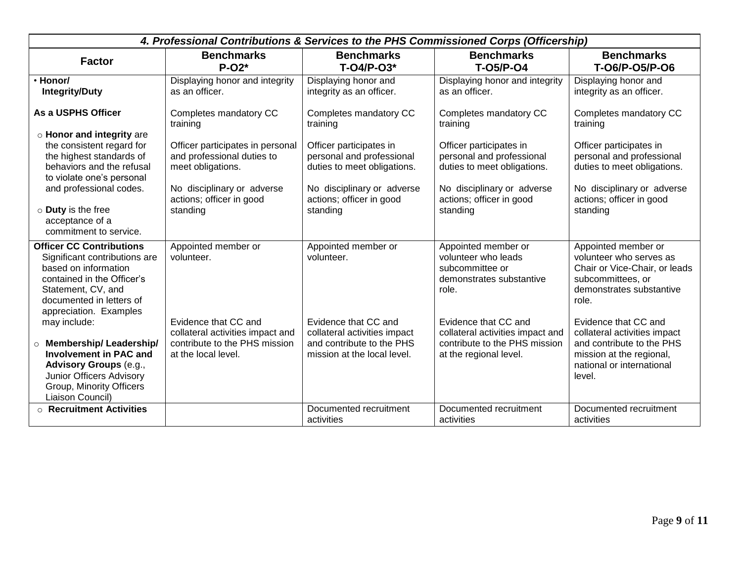| *4. Professional Contributions & Services to the PHS Commissioned Corps (Officership)* | | | | |
|---|---|---|---|---|
| **Factor** | **Benchmarks P-O2*** | **Benchmarks T-O4/P-O3*** | **Benchmarks T-O5/P-O4** | **Benchmarks T-O6/P-O5/P-O6** |
| • **Honor/ Integrity/Duty**<br><br>**As a USPHS Officer**<br><br>○ **Honor and integrity** are the consistent regard for the highest standards of behaviors and the refusal to violate one's personal and professional codes.<br><br>○ **Duty** is the free acceptance of a commitment to service. | Displaying honor and integrity as an officer.<br><br>Completes mandatory CC training<br><br>Officer participates in personal and professional duties to meet obligations.<br><br>No disciplinary or adverse actions; officer in good standing | Displaying honor and integrity as an officer.<br><br>Completes mandatory CC training<br><br>Officer participates in personal and professional duties to meet obligations.<br><br>No disciplinary or adverse actions; officer in good standing | Displaying honor and integrity as an officer.<br><br>Completes mandatory CC training<br><br>Officer participates in personal and professional duties to meet obligations.<br><br>No disciplinary or adverse actions; officer in good standing | Displaying honor and integrity as an officer.<br><br>Completes mandatory CC training<br><br>Officer participates in personal and professional duties to meet obligations.<br><br>No disciplinary or adverse actions; officer in good standing |
| **Officer CC Contributions** Significant contributions are based on information contained in the Officer's Statement, CV, and documented in letters of appreciation. Examples may include:<br><br>○ **Membership/ Leadership/ Involvement in PAC and Advisory Groups** (e.g., Junior Officers Advisory Group, Minority Officers Liaison Council) | Appointed member or volunteer.<br><br>Evidence that CC and collateral activities impact and contribute to the PHS mission at the local level. | Appointed member or volunteer.<br><br>Evidence that CC and collateral activities impact and contribute to the PHS mission at the local level. | Appointed member or volunteer who leads subcommittee or demonstrates substantive role.<br><br>Evidence that CC and collateral activities impact and contribute to the PHS mission at the regional level. | Appointed member or volunteer who serves as Chair or Vice-Chair, or leads subcommittees, or demonstrates substantive role.<br><br>Evidence that CC and collateral activities impact and contribute to the PHS mission at the regional, national or international level. |
| ○ **Recruitment Activities** | | Documented recruitment activities | Documented recruitment activities | Documented recruitment activities |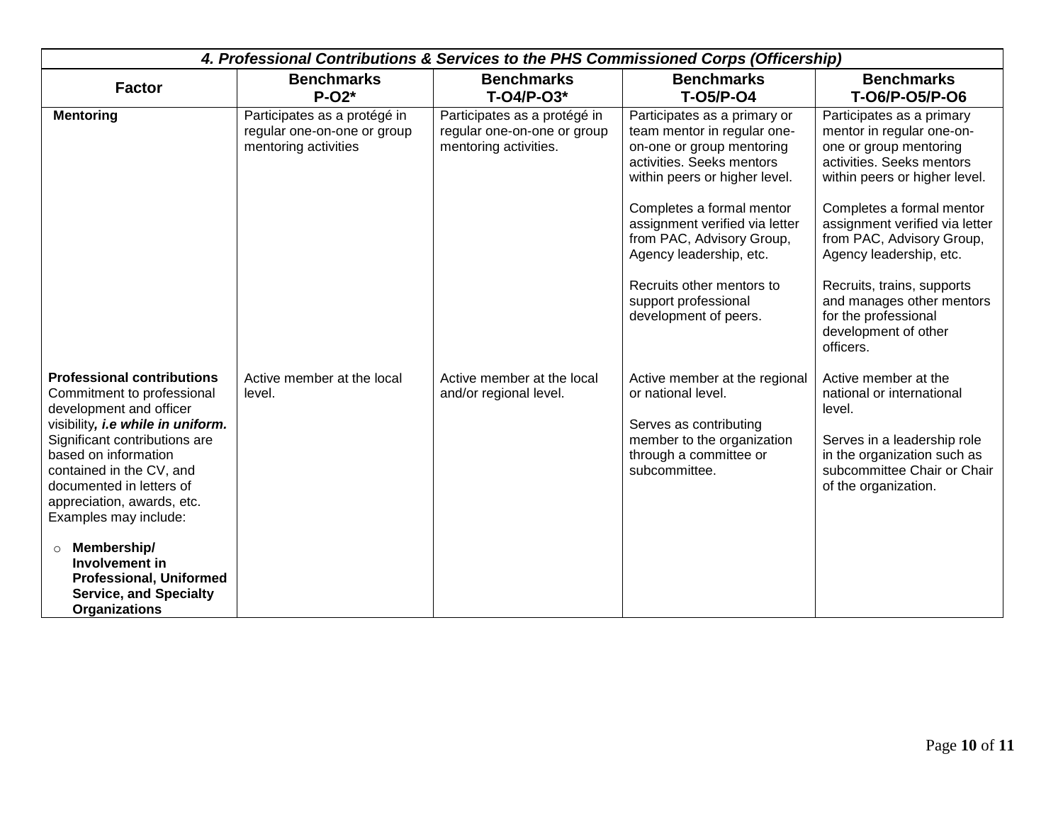| *4. Professional Contributions & Services to the PHS Commissioned Corps (Officership)* | | | | |
|---|---|---|---|---|
| **Factor** | **Benchmarks P-O2*** | **Benchmarks T-O4/P-O3*** | **Benchmarks T-O5/P-O4** | **Benchmarks T-O6/P-O5/P-O6** |
| **Mentoring** | Participates as a protégé in regular one-on-one or group mentoring activities | Participates as a protégé in regular one-on-one or group mentoring activities. | Participates as a primary or team mentor in regular one-on-one or group mentoring activities. Seeks mentors within peers or higher level.<br><br>Completes a formal mentor assignment verified via letter from PAC, Advisory Group, Agency leadership, etc.<br><br>Recruits other mentors to support professional development of peers. | Participates as a primary mentor in regular one-on-one or group mentoring activities. Seeks mentors within peers or higher level.<br><br>Completes a formal mentor assignment verified via letter from PAC, Advisory Group, Agency leadership, etc.<br><br>Recruits, trains, supports and manages other mentors for the professional development of other officers. |
| **Professional contributions** Commitment to professional development and officer visibility***, i.e while in uniform.*** Significant contributions are based on information contained in the CV, and documented in letters of appreciation, awards, etc. Examples may include:<br><br>○ **Membership/ Involvement in Professional, Uniformed Service, and Specialty Organizations** | Active member at the local level. | Active member at the local and/or regional level. | Active member at the regional or national level.<br><br>Serves as contributing member to the organization through a committee or subcommittee. | Active member at the national or international level.<br><br>Serves in a leadership role in the organization such as subcommittee Chair or Chair of the organization. |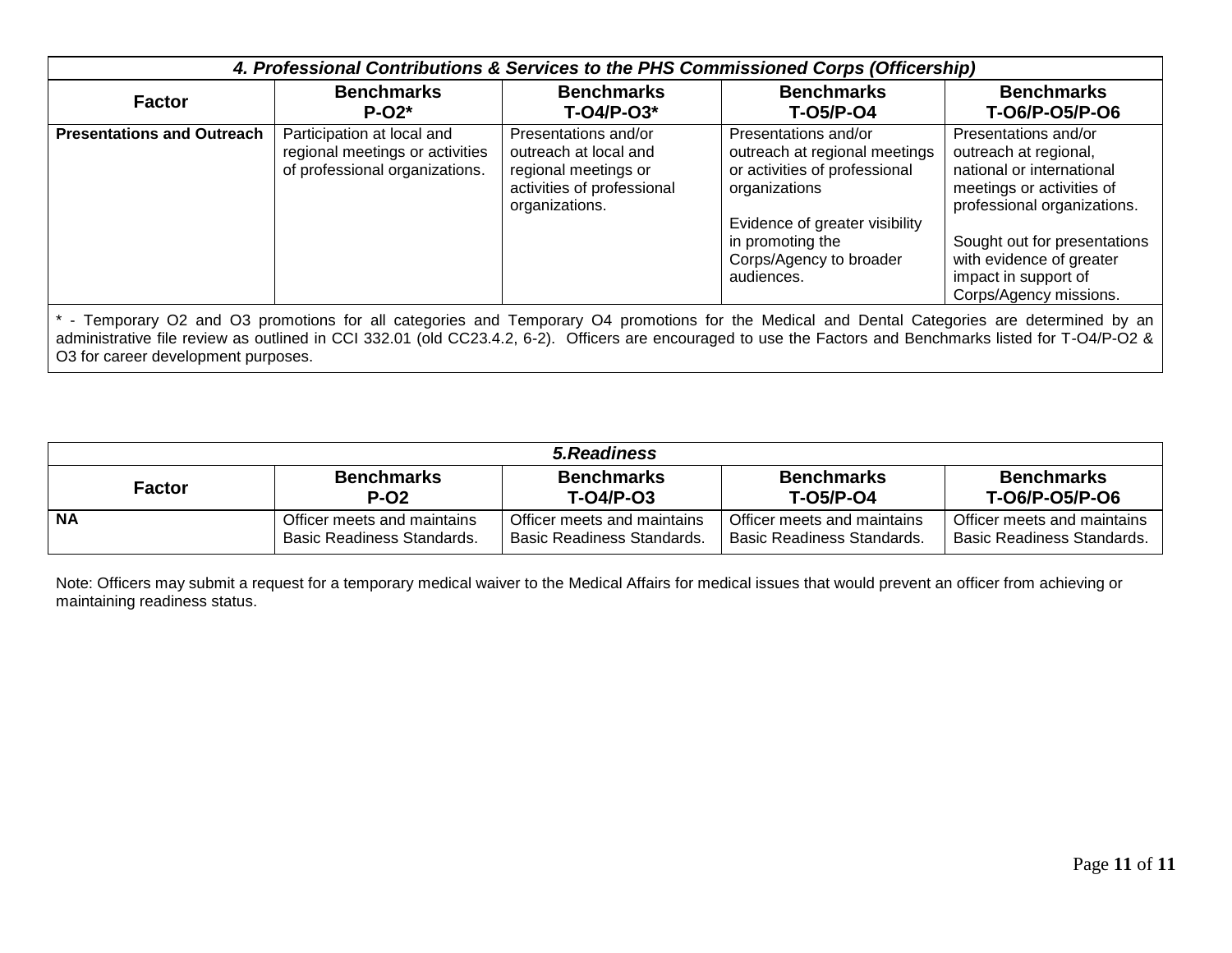| 4. Professional Contributions & Services to the PHS Commissioned Corps (Officership) | | | | |
|---|---|---|---|---|
| **Factor** | **Benchmarks P-O2*** | **Benchmarks T-O4/P-O3*** | **Benchmarks T-O5/P-O4** | **Benchmarks T-O6/P-O5/P-O6** |
| **Presentations and Outreach** | Participation at local and regional meetings or activities of professional organizations. | Presentations and/or outreach at local and regional meetings or activities of professional organizations. | Presentations and/or outreach at regional meetings or activities of professional organizations<br><br>Evidence of greater visibility in promoting the Corps/Agency to broader audiences. | Presentations and/or outreach at regional, national or international meetings or activities of professional organizations.<br><br>Sought out for presentations with evidence of greater impact in support of Corps/Agency missions. |

* - Temporary O2 and O3 promotions for all categories and Temporary O4 promotions for the Medical and Dental Categories are determined by an administrative file review as outlined in CCI 332.01 (old CC23.4.2, 6-2). Officers are encouraged to use the Factors and Benchmarks listed for T-O4/P-O2 & O3 for career development purposes.

| 5.Readiness | | | | |
|---|---|---|---|---|
| **Factor** | **Benchmarks P-O2** | **Benchmarks T-O4/P-O3** | **Benchmarks T-O5/P-O4** | **Benchmarks T-O6/P-O5/P-O6** |
| **NA** | Officer meets and maintains Basic Readiness Standards. | Officer meets and maintains Basic Readiness Standards. | Officer meets and maintains Basic Readiness Standards. | Officer meets and maintains Basic Readiness Standards. |

Note: Officers may submit a request for a temporary medical waiver to the Medical Affairs for medical issues that would prevent an officer from achieving or maintaining readiness status.